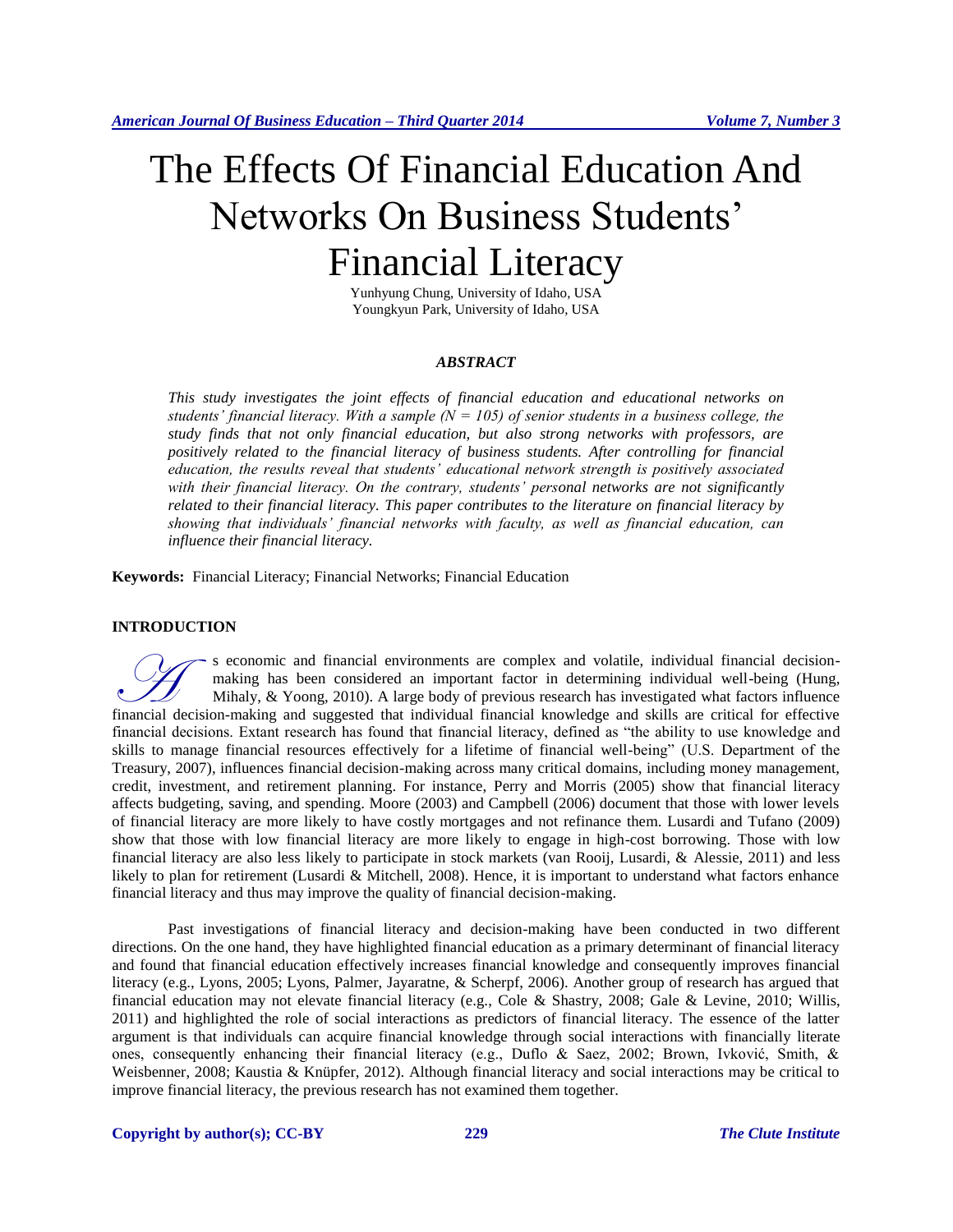# The Effects Of Financial Education And Networks On Business Students' Financial Literacy

Yunhyung Chung, University of Idaho, USA
Youngkyun Park, University of Idaho, USA

## ABSTRACT

*This study investigates the joint effects of financial education and educational networks on students' financial literacy. With a sample (N = 105) of senior students in a business college, the study finds that not only financial education, but also strong networks with professors, are positively related to the financial literacy of business students. After controlling for financial education, the results reveal that students' educational network strength is positively associated with their financial literacy. On the contrary, students' personal networks are not significantly related to their financial literacy. This paper contributes to the literature on financial literacy by showing that individuals' financial networks with faculty, as well as financial education, can influence their financial literacy.*

**Keywords:** Financial Literacy; Financial Networks; Financial Education

## INTRODUCTION

As economic and financial environments are complex and volatile, individual financial decision-making has been considered an important factor in determining individual well-being (Hung, Mihaly, & Yoong, 2010). A large body of previous research has investigated what factors influence financial decision-making and suggested that individual financial knowledge and skills are critical for effective financial decisions. Extant research has found that financial literacy, defined as "the ability to use knowledge and skills to manage financial resources effectively for a lifetime of financial well-being" (U.S. Department of the Treasury, 2007), influences financial decision-making across many critical domains, including money management, credit, investment, and retirement planning. For instance, Perry and Morris (2005) show that financial literacy affects budgeting, saving, and spending. Moore (2003) and Campbell (2006) document that those with lower levels of financial literacy are more likely to have costly mortgages and not refinance them. Lusardi and Tufano (2009) show that those with low financial literacy are more likely to engage in high-cost borrowing. Those with low financial literacy are also less likely to participate in stock markets (van Rooij, Lusardi, & Alessie, 2011) and less likely to plan for retirement (Lusardi & Mitchell, 2008). Hence, it is important to understand what factors enhance financial literacy and thus may improve the quality of financial decision-making.

Past investigations of financial literacy and decision-making have been conducted in two different directions. On the one hand, they have highlighted financial education as a primary determinant of financial literacy and found that financial education effectively increases financial knowledge and consequently improves financial literacy (e.g., Lyons, 2005; Lyons, Palmer, Jayaratne, & Scherpf, 2006). Another group of research has argued that financial education may not elevate financial literacy (e.g., Cole & Shastry, 2008; Gale & Levine, 2010; Willis, 2011) and highlighted the role of social interactions as predictors of financial literacy. The essence of the latter argument is that individuals can acquire financial knowledge through social interactions with financially literate ones, consequently enhancing their financial literacy (e.g., Duflo & Saez, 2002; Brown, Ivković, Smith, & Weisbenner, 2008; Kaustia & Knüpfer, 2012). Although financial literacy and social interactions may be critical to improve financial literacy, the previous research has not examined them together.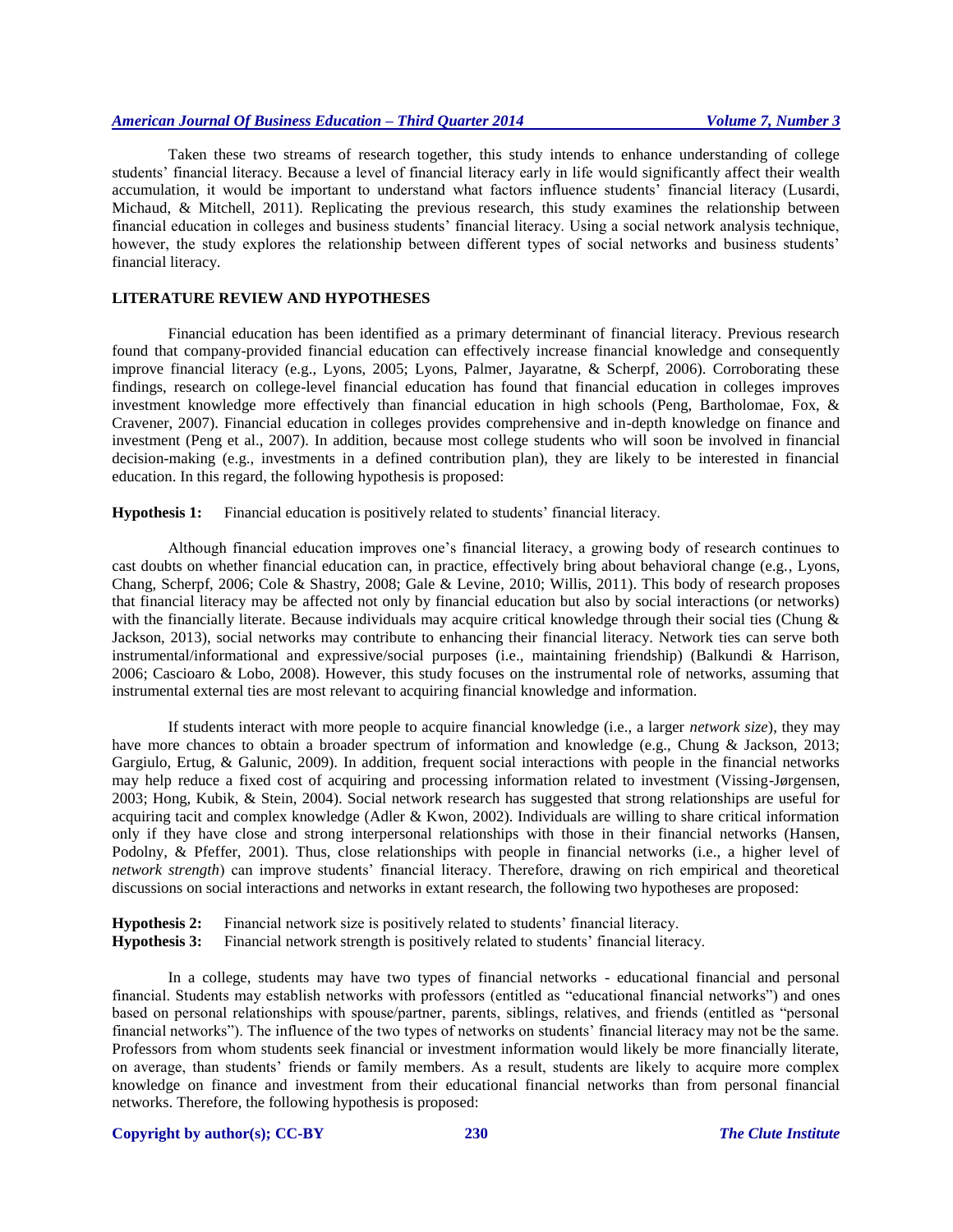Taken these two streams of research together, this study intends to enhance understanding of college students' financial literacy. Because a level of financial literacy early in life would significantly affect their wealth accumulation, it would be important to understand what factors influence students' financial literacy (Lusardi, Michaud, & Mitchell, 2011). Replicating the previous research, this study examines the relationship between financial education in colleges and business students' financial literacy. Using a social network analysis technique, however, the study explores the relationship between different types of social networks and business students' financial literacy.

## LITERATURE REVIEW AND HYPOTHESES

Financial education has been identified as a primary determinant of financial literacy. Previous research found that company-provided financial education can effectively increase financial knowledge and consequently improve financial literacy (e.g., Lyons, 2005; Lyons, Palmer, Jayaratne, & Scherpf, 2006). Corroborating these findings, research on college-level financial education has found that financial education in colleges improves investment knowledge more effectively than financial education in high schools (Peng, Bartholomae, Fox, & Cravener, 2007). Financial education in colleges provides comprehensive and in-depth knowledge on finance and investment (Peng et al., 2007). In addition, because most college students who will soon be involved in financial decision-making (e.g., investments in a defined contribution plan), they are likely to be interested in financial education. In this regard, the following hypothesis is proposed:

**Hypothesis 1:** Financial education is positively related to students' financial literacy.

Although financial education improves one's financial literacy, a growing body of research continues to cast doubts on whether financial education can, in practice, effectively bring about behavioral change (e.g., Lyons, Chang, Scherpf, 2006; Cole & Shastry, 2008; Gale & Levine, 2010; Willis, 2011). This body of research proposes that financial literacy may be affected not only by financial education but also by social interactions (or networks) with the financially literate. Because individuals may acquire critical knowledge through their social ties (Chung & Jackson, 2013), social networks may contribute to enhancing their financial literacy. Network ties can serve both instrumental/informational and expressive/social purposes (i.e., maintaining friendship) (Balkundi & Harrison, 2006; Cascioaro & Lobo, 2008). However, this study focuses on the instrumental role of networks, assuming that instrumental external ties are most relevant to acquiring financial knowledge and information.

If students interact with more people to acquire financial knowledge (i.e., a larger *network size*), they may have more chances to obtain a broader spectrum of information and knowledge (e.g., Chung & Jackson, 2013; Gargiulo, Ertug, & Galunic, 2009). In addition, frequent social interactions with people in the financial networks may help reduce a fixed cost of acquiring and processing information related to investment (Vissing-Jørgensen, 2003; Hong, Kubik, & Stein, 2004). Social network research has suggested that strong relationships are useful for acquiring tacit and complex knowledge (Adler & Kwon, 2002). Individuals are willing to share critical information only if they have close and strong interpersonal relationships with those in their financial networks (Hansen, Podolny, & Pfeffer, 2001). Thus, close relationships with people in financial networks (i.e., a higher level of *network strength*) can improve students' financial literacy. Therefore, drawing on rich empirical and theoretical discussions on social interactions and networks in extant research, the following two hypotheses are proposed:

**Hypothesis 2:** Financial network size is positively related to students' financial literacy.
**Hypothesis 3:** Financial network strength is positively related to students' financial literacy.

In a college, students may have two types of financial networks - educational financial and personal financial. Students may establish networks with professors (entitled as "educational financial networks") and ones based on personal relationships with spouse/partner, parents, siblings, relatives, and friends (entitled as "personal financial networks"). The influence of the two types of networks on students' financial literacy may not be the same. Professors from whom students seek financial or investment information would likely be more financially literate, on average, than students' friends or family members. As a result, students are likely to acquire more complex knowledge on finance and investment from their educational financial networks than from personal financial networks. Therefore, the following hypothesis is proposed: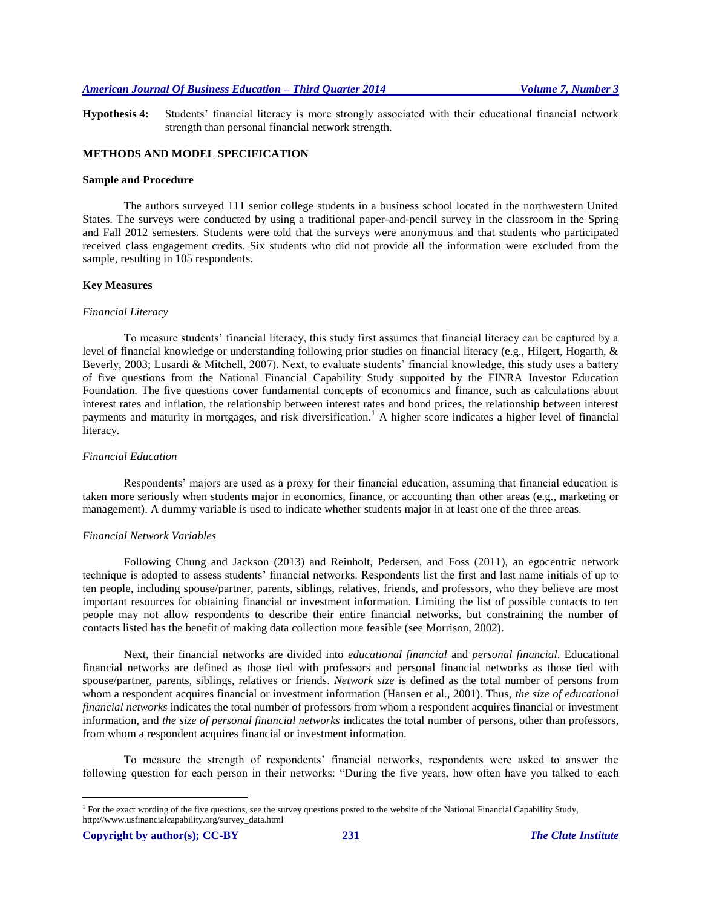**Hypothesis 4:** Students' financial literacy is more strongly associated with their educational financial network strength than personal financial network strength.

## METHODS AND MODEL SPECIFICATION

### Sample and Procedure

The authors surveyed 111 senior college students in a business school located in the northwestern United States. The surveys were conducted by using a traditional paper-and-pencil survey in the classroom in the Spring and Fall 2012 semesters. Students were told that the surveys were anonymous and that students who participated received class engagement credits. Six students who did not provide all the information were excluded from the sample, resulting in 105 respondents.

### Key Measures

#### *Financial Literacy*

To measure students' financial literacy, this study first assumes that financial literacy can be captured by a level of financial knowledge or understanding following prior studies on financial literacy (e.g., Hilgert, Hogarth, & Beverly, 2003; Lusardi & Mitchell, 2007). Next, to evaluate students' financial knowledge, this study uses a battery of five questions from the National Financial Capability Study supported by the FINRA Investor Education Foundation. The five questions cover fundamental concepts of economics and finance, such as calculations about interest rates and inflation, the relationship between interest rates and bond prices, the relationship between interest payments and maturity in mortgages, and risk diversification.[1] A higher score indicates a higher level of financial literacy.

#### *Financial Education*

Respondents' majors are used as a proxy for their financial education, assuming that financial education is taken more seriously when students major in economics, finance, or accounting than other areas (e.g., marketing or management). A dummy variable is used to indicate whether students major in at least one of the three areas.

#### *Financial Network Variables*

Following Chung and Jackson (2013) and Reinholt, Pedersen, and Foss (2011), an egocentric network technique is adopted to assess students' financial networks. Respondents list the first and last name initials of up to ten people, including spouse/partner, parents, siblings, relatives, friends, and professors, who they believe are most important resources for obtaining financial or investment information. Limiting the list of possible contacts to ten people may not allow respondents to describe their entire financial networks, but constraining the number of contacts listed has the benefit of making data collection more feasible (see Morrison, 2002).

Next, their financial networks are divided into *educational financial* and *personal financial*. Educational financial networks are defined as those tied with professors and personal financial networks as those tied with spouse/partner, parents, siblings, relatives or friends. *Network size* is defined as the total number of persons from whom a respondent acquires financial or investment information (Hansen et al., 2001). Thus, *the size of educational financial networks* indicates the total number of professors from whom a respondent acquires financial or investment information, and *the size of personal financial networks* indicates the total number of persons, other than professors, from whom a respondent acquires financial or investment information.

To measure the strength of respondents' financial networks, respondents were asked to answer the following question for each person in their networks: "During the five years, how often have you talked to each

---

[1] For the exact wording of the five questions, see the survey questions posted to the website of the National Financial Capability Study, http://www.usfinancialcapability.org/survey_data.html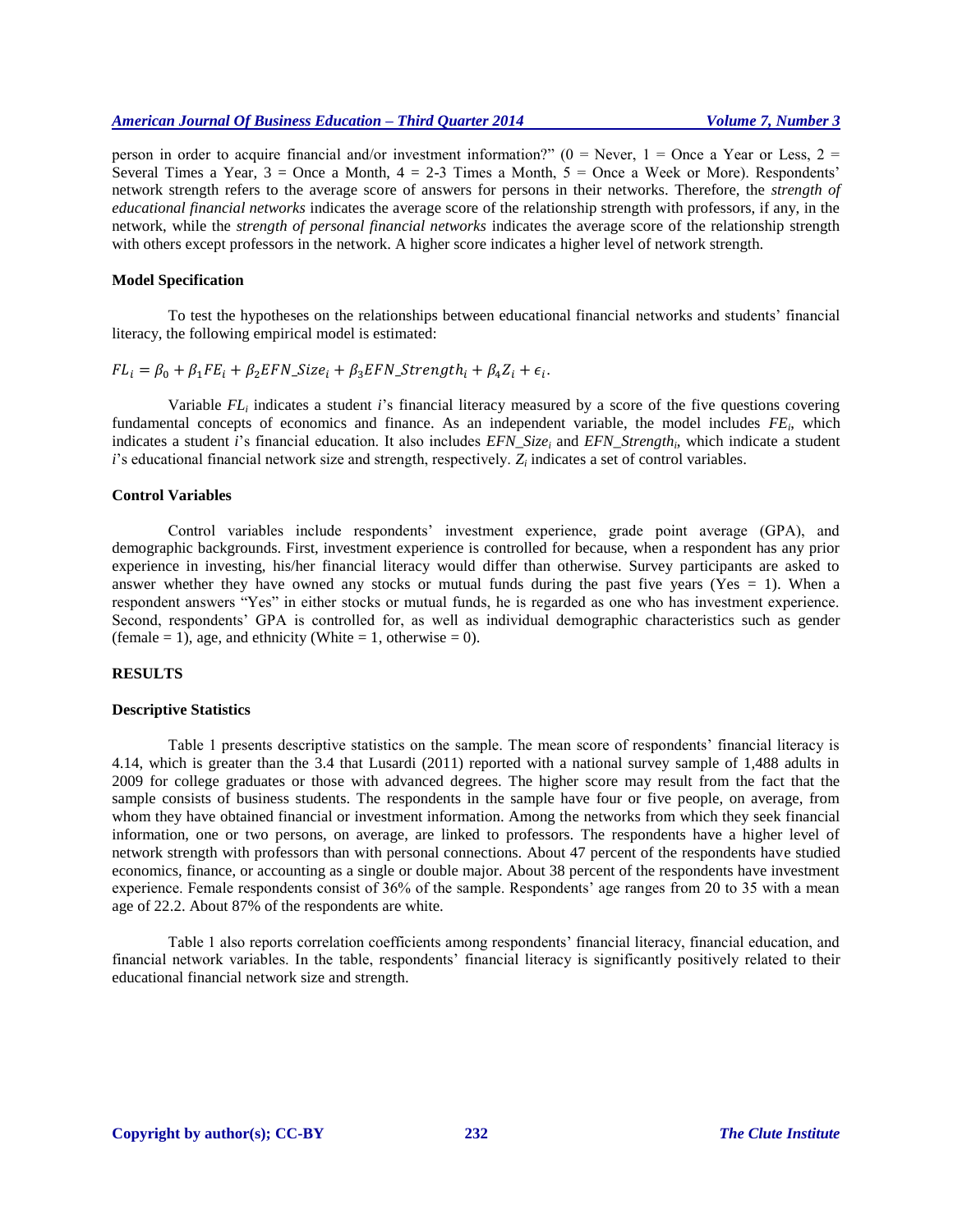person in order to acquire financial and/or investment information?" (0 = Never, 1 = Once a Year or Less, 2 = Several Times a Year, 3 = Once a Month, 4 = 2-3 Times a Month, 5 = Once a Week or More). Respondents' network strength refers to the average score of answers for persons in their networks. Therefore, the *strength of educational financial networks* indicates the average score of the relationship strength with professors, if any, in the network, while the *strength of personal financial networks* indicates the average score of the relationship strength with others except professors in the network. A higher score indicates a higher level of network strength.

### Model Specification

To test the hypotheses on the relationships between educational financial networks and students' financial literacy, the following empirical model is estimated:

$$FL_i = \beta_0 + \beta_1 FE_i + \beta_2 EFN\_Size_i + \beta_3 EFN\_Strength_i + \beta_4 Z_i + \epsilon_i.$$

Variable $FL_i$ indicates a student $i$'s financial literacy measured by a score of the five questions covering fundamental concepts of economics and finance. As an independent variable, the model includes $FE_i$, which indicates a student $i$'s financial education. It also includes $EFN\_Size_i$ and $EFN\_Strength_i$, which indicate a student $i$'s educational financial network size and strength, respectively. $Z_i$ indicates a set of control variables.

### Control Variables

Control variables include respondents' investment experience, grade point average (GPA), and demographic backgrounds. First, investment experience is controlled for because, when a respondent has any prior experience in investing, his/her financial literacy would differ than otherwise. Survey participants are asked to answer whether they have owned any stocks or mutual funds during the past five years (Yes = 1). When a respondent answers "Yes" in either stocks or mutual funds, he is regarded as one who has investment experience. Second, respondents' GPA is controlled for, as well as individual demographic characteristics such as gender (female = 1), age, and ethnicity (White = 1, otherwise = 0).

## RESULTS

### Descriptive Statistics

Table 1 presents descriptive statistics on the sample. The mean score of respondents' financial literacy is 4.14, which is greater than the 3.4 that Lusardi (2011) reported with a national survey sample of 1,488 adults in 2009 for college graduates or those with advanced degrees. The higher score may result from the fact that the sample consists of business students. The respondents in the sample have four or five people, on average, from whom they have obtained financial or investment information. Among the networks from which they seek financial information, one or two persons, on average, are linked to professors. The respondents have a higher level of network strength with professors than with personal connections. About 47 percent of the respondents have studied economics, finance, or accounting as a single or double major. About 38 percent of the respondents have investment experience. Female respondents consist of 36% of the sample. Respondents' age ranges from 20 to 35 with a mean age of 22.2. About 87% of the respondents are white.

Table 1 also reports correlation coefficients among respondents' financial literacy, financial education, and financial network variables. In the table, respondents' financial literacy is significantly positively related to their educational financial network size and strength.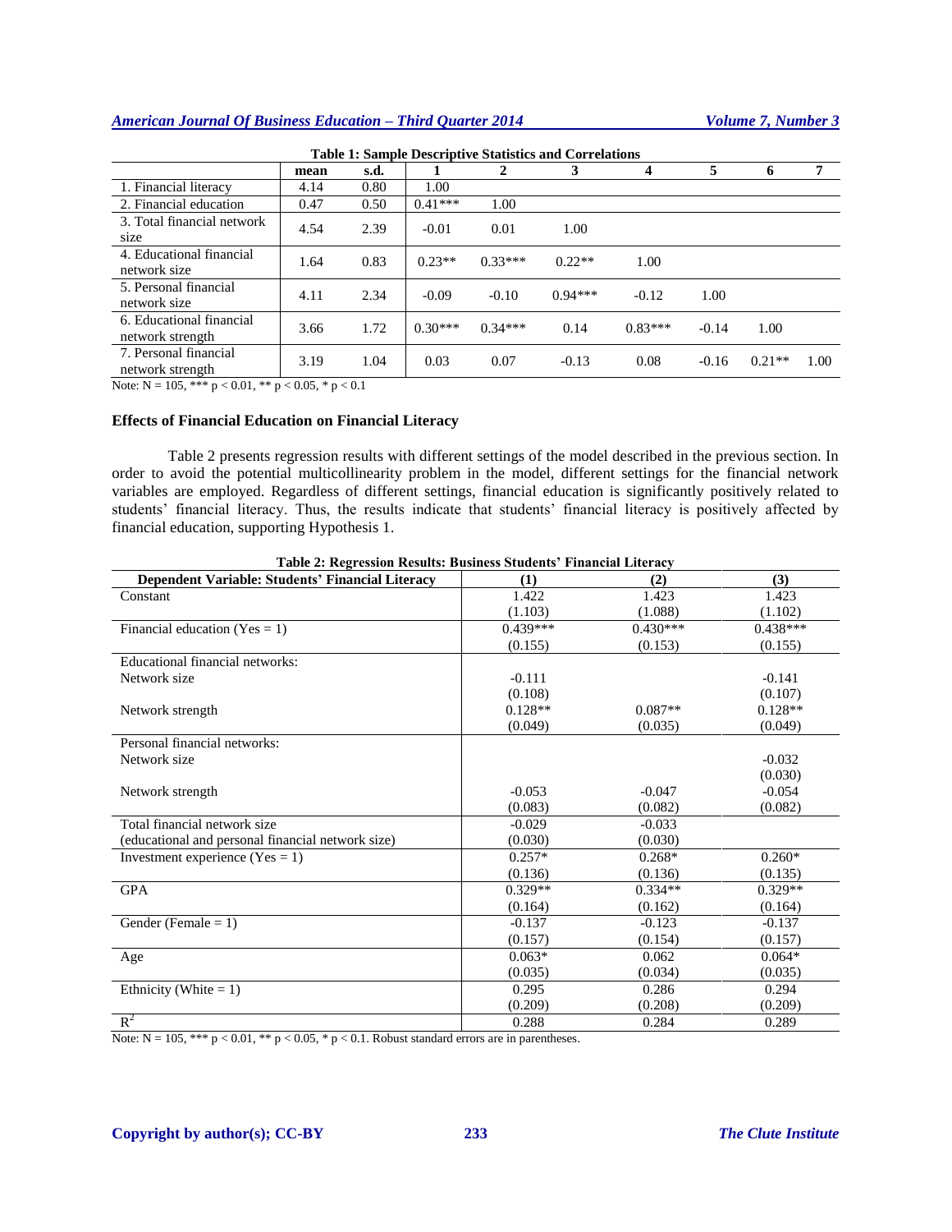**Table 1: Sample Descriptive Statistics and Correlations**

| | mean | s.d. | 1 | 2 | 3 | 4 | 5 | 6 | 7 |
|---|---|---|---|---|---|---|---|---|---|
| 1. Financial literacy | 4.14 | 0.80 | 1.00 | | | | | | |
| 2. Financial education | 0.47 | 0.50 | 0.41*** | 1.00 | | | | | |
| 3. Total financial network size | 4.54 | 2.39 | -0.01 | 0.01 | 1.00 | | | | |
| 4. Educational financial network size | 1.64 | 0.83 | 0.23** | 0.33*** | 0.22** | 1.00 | | | |
| 5. Personal financial network size | 4.11 | 2.34 | -0.09 | -0.10 | 0.94*** | -0.12 | 1.00 | | |
| 6. Educational financial network strength | 3.66 | 1.72 | 0.30*** | 0.34*** | 0.14 | 0.83*** | -0.14 | 1.00 | |
| 7. Personal financial network strength | 3.19 | 1.04 | 0.03 | 0.07 | -0.13 | 0.08 | -0.16 | 0.21** | 1.00 |

Note: N = 105, *** $p < 0.01$, ** $p < 0.05$, * $p < 0.1$

### Effects of Financial Education on Financial Literacy

Table 2 presents regression results with different settings of the model described in the previous section. In order to avoid the potential multicollinearity problem in the model, different settings for the financial network variables are employed. Regardless of different settings, financial education is significantly positively related to students' financial literacy. Thus, the results indicate that students' financial literacy is positively affected by financial education, supporting Hypothesis 1.

**Table 2: Regression Results: Business Students' Financial Literacy**

| Dependent Variable: Students' Financial Literacy | (1) | (2) | (3) |
|---|---|---|---|
| Constant | 1.422 | 1.423 | 1.423 |
| | (1.103) | (1.088) | (1.102) |
| Financial education (Yes = 1) | 0.439*** | 0.430*** | 0.438*** |
| | (0.155) | (0.153) | (0.155) |
| Educational financial networks: | | | |
| Network size | -0.111 | | -0.141 |
| | (0.108) | | (0.107) |
| Network strength | 0.128** | 0.087** | 0.128** |
| | (0.049) | (0.035) | (0.049) |
| Personal financial networks: | | | |
| Network size | | | -0.032 |
| | | | (0.030) |
| Network strength | -0.053 | -0.047 | -0.054 |
| | (0.083) | (0.082) | (0.082) |
| Total financial network size | -0.029 | -0.033 | |
| (educational and personal financial network size) | (0.030) | (0.030) | |
| Investment experience (Yes = 1) | 0.257* | 0.268* | 0.260* |
| | (0.136) | (0.136) | (0.135) |
| GPA | 0.329** | 0.334** | 0.329** |
| | (0.164) | (0.162) | (0.164) |
| Gender (Female = 1) | -0.137 | -0.123 | -0.137 |
| | (0.157) | (0.154) | (0.157) |
| Age | 0.063* | 0.062 | 0.064* |
| | (0.035) | (0.034) | (0.035) |
| Ethnicity (White = 1) | 0.295 | 0.286 | 0.294 |
| | (0.209) | (0.208) | (0.209) |
| $R^2$ | 0.288 | 0.284 | 0.289 |

Note: N = 105, *** $p < 0.01$, ** $p < 0.05$, * $p < 0.1$. Robust standard errors are in parentheses.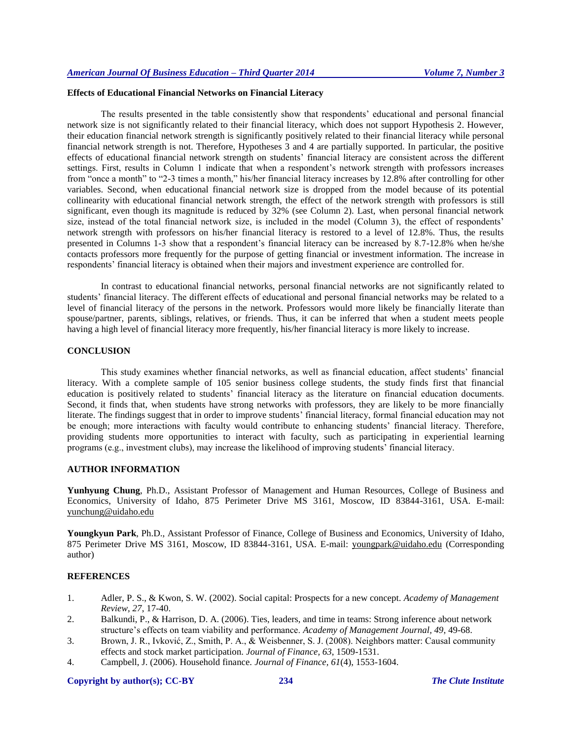**Effects of Educational Financial Networks on Financial Literacy**

The results presented in the table consistently show that respondents' educational and personal financial network size is not significantly related to their financial literacy, which does not support Hypothesis 2. However, their education financial network strength is significantly positively related to their financial literacy while personal financial network strength is not. Therefore, Hypotheses 3 and 4 are partially supported. In particular, the positive effects of educational financial network strength on students' financial literacy are consistent across the different settings. First, results in Column 1 indicate that when a respondent's network strength with professors increases from "once a month" to "2-3 times a month," his/her financial literacy increases by 12.8% after controlling for other variables. Second, when educational financial network size is dropped from the model because of its potential collinearity with educational financial network strength, the effect of the network strength with professors is still significant, even though its magnitude is reduced by 32% (see Column 2). Last, when personal financial network size, instead of the total financial network size, is included in the model (Column 3), the effect of respondents' network strength with professors on his/her financial literacy is restored to a level of 12.8%. Thus, the results presented in Columns 1-3 show that a respondent's financial literacy can be increased by 8.7-12.8% when he/she contacts professors more frequently for the purpose of getting financial or investment information. The increase in respondents' financial literacy is obtained when their majors and investment experience are controlled for.

In contrast to educational financial networks, personal financial networks are not significantly related to students' financial literacy. The different effects of educational and personal financial networks may be related to a level of financial literacy of the persons in the network. Professors would more likely be financially literate than spouse/partner, parents, siblings, relatives, or friends. Thus, it can be inferred that when a student meets people having a high level of financial literacy more frequently, his/her financial literacy is more likely to increase.

## CONCLUSION

This study examines whether financial networks, as well as financial education, affect students' financial literacy. With a complete sample of 105 senior business college students, the study finds first that financial education is positively related to students' financial literacy as the literature on financial education documents. Second, it finds that, when students have strong networks with professors, they are likely to be more financially literate. The findings suggest that in order to improve students' financial literacy, formal financial education may not be enough; more interactions with faculty would contribute to enhancing students' financial literacy. Therefore, providing students more opportunities to interact with faculty, such as participating in experiential learning programs (e.g., investment clubs), may increase the likelihood of improving students' financial literacy.

## AUTHOR INFORMATION

**Yunhyung Chung**, Ph.D., Assistant Professor of Management and Human Resources, College of Business and Economics, University of Idaho, 875 Perimeter Drive MS 3161, Moscow, ID 83844-3161, USA. E-mail: yunchung@uidaho.edu

**Youngkyun Park**, Ph.D., Assistant Professor of Finance, College of Business and Economics, University of Idaho, 875 Perimeter Drive MS 3161, Moscow, ID 83844-3161, USA. E-mail: youngpark@uidaho.edu (Corresponding author)

## REFERENCES

1. Adler, P. S., & Kwon, S. W. (2002). Social capital: Prospects for a new concept. *Academy of Management Review, 27*, 17-40.
2. Balkundi, P., & Harrison, D. A. (2006). Ties, leaders, and time in teams: Strong inference about network structure's effects on team viability and performance. *Academy of Management Journal, 49*, 49-68.
3. Brown, J. R., Ivković, Z., Smith, P. A., & Weisbenner, S. J. (2008). Neighbors matter: Causal community effects and stock market participation. *Journal of Finance, 63*, 1509-1531.
4. Campbell, J. (2006). Household finance. *Journal of Finance, 61*(4), 1553-1604.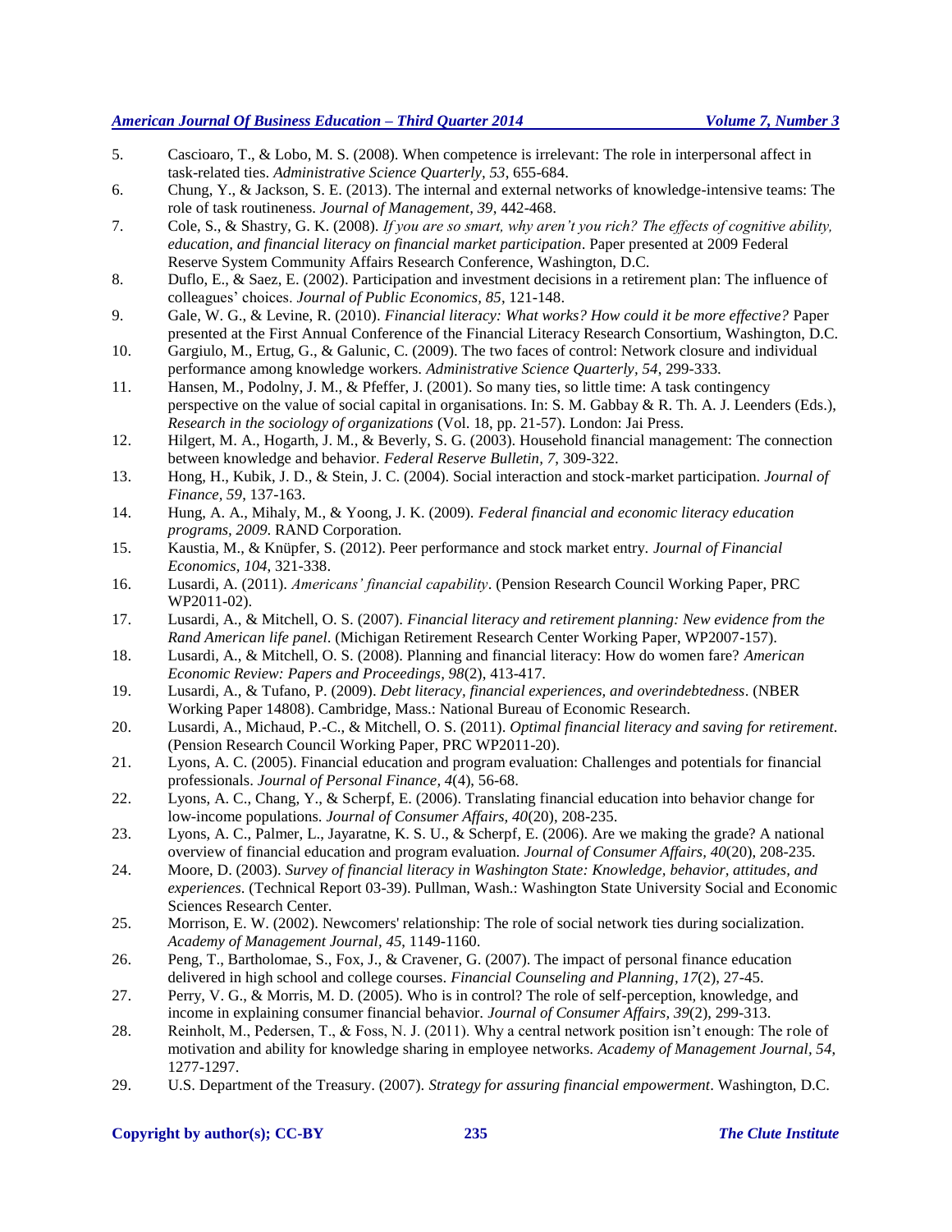5. Cascioaro, T., & Lobo, M. S. (2008). When competence is irrelevant: The role in interpersonal affect in task-related ties. *Administrative Science Quarterly, 53*, 655-684.
6. Chung, Y., & Jackson, S. E. (2013). The internal and external networks of knowledge-intensive teams: The role of task routineness. *Journal of Management, 39*, 442-468.
7. Cole, S., & Shastry, G. K. (2008). *If you are so smart, why aren't you rich? The effects of cognitive ability, education, and financial literacy on financial market participation*. Paper presented at 2009 Federal Reserve System Community Affairs Research Conference, Washington, D.C.
8. Duflo, E., & Saez, E. (2002). Participation and investment decisions in a retirement plan: The influence of colleagues' choices. *Journal of Public Economics, 85*, 121-148.
9. Gale, W. G., & Levine, R. (2010). *Financial literacy: What works? How could it be more effective?* Paper presented at the First Annual Conference of the Financial Literacy Research Consortium, Washington, D.C.
10. Gargiulo, M., Ertug, G., & Galunic, C. (2009). The two faces of control: Network closure and individual performance among knowledge workers. *Administrative Science Quarterly, 54*, 299-333.
11. Hansen, M., Podolny, J. M., & Pfeffer, J. (2001). So many ties, so little time: A task contingency perspective on the value of social capital in organisations. In: S. M. Gabbay & R. Th. A. J. Leenders (Eds.), *Research in the sociology of organizations* (Vol. 18, pp. 21-57). London: Jai Press.
12. Hilgert, M. A., Hogarth, J. M., & Beverly, S. G. (2003). Household financial management: The connection between knowledge and behavior. *Federal Reserve Bulletin, 7*, 309-322.
13. Hong, H., Kubik, J. D., & Stein, J. C. (2004). Social interaction and stock-market participation. *Journal of Finance, 59*, 137-163.
14. Hung, A. A., Mihaly, M., & Yoong, J. K. (2009). *Federal financial and economic literacy education programs, 2009.* RAND Corporation.
15. Kaustia, M., & Knüpfer, S. (2012). Peer performance and stock market entry. *Journal of Financial Economics, 104*, 321-338.
16. Lusardi, A. (2011). *Americans' financial capability*. (Pension Research Council Working Paper, PRC WP2011-02).
17. Lusardi, A., & Mitchell, O. S. (2007). *Financial literacy and retirement planning: New evidence from the Rand American life panel*. (Michigan Retirement Research Center Working Paper, WP2007-157).
18. Lusardi, A., & Mitchell, O. S. (2008). Planning and financial literacy: How do women fare? *American Economic Review: Papers and Proceedings, 98*(2), 413-417.
19. Lusardi, A., & Tufano, P. (2009). *Debt literacy, financial experiences, and overindebtedness*. (NBER Working Paper 14808). Cambridge, Mass.: National Bureau of Economic Research.
20. Lusardi, A., Michaud, P.-C., & Mitchell, O. S. (2011). *Optimal financial literacy and saving for retirement*. (Pension Research Council Working Paper, PRC WP2011-20).
21. Lyons, A. C. (2005). Financial education and program evaluation: Challenges and potentials for financial professionals. *Journal of Personal Finance, 4*(4), 56-68.
22. Lyons, A. C., Chang, Y., & Scherpf, E. (2006). Translating financial education into behavior change for low-income populations. *Journal of Consumer Affairs, 40*(20), 208-235.
23. Lyons, A. C., Palmer, L., Jayaratne, K. S. U., & Scherpf, E. (2006). Are we making the grade? A national overview of financial education and program evaluation. *Journal of Consumer Affairs, 40*(20), 208-235.
24. Moore, D. (2003). *Survey of financial literacy in Washington State: Knowledge, behavior, attitudes, and experiences*. (Technical Report 03-39). Pullman, Wash.: Washington State University Social and Economic Sciences Research Center.
25. Morrison, E. W. (2002). Newcomers' relationship: The role of social network ties during socialization. *Academy of Management Journal, 45*, 1149-1160.
26. Peng, T., Bartholomae, S., Fox, J., & Cravener, G. (2007). The impact of personal finance education delivered in high school and college courses. *Financial Counseling and Planning, 17*(2), 27-45.
27. Perry, V. G., & Morris, M. D. (2005). Who is in control? The role of self-perception, knowledge, and income in explaining consumer financial behavior. *Journal of Consumer Affairs, 39*(2), 299-313.
28. Reinholt, M., Pedersen, T., & Foss, N. J. (2011). Why a central network position isn't enough: The role of motivation and ability for knowledge sharing in employee networks. *Academy of Management Journal, 54*, 1277-1297.
29. U.S. Department of the Treasury. (2007). *Strategy for assuring financial empowerment*. Washington, D.C.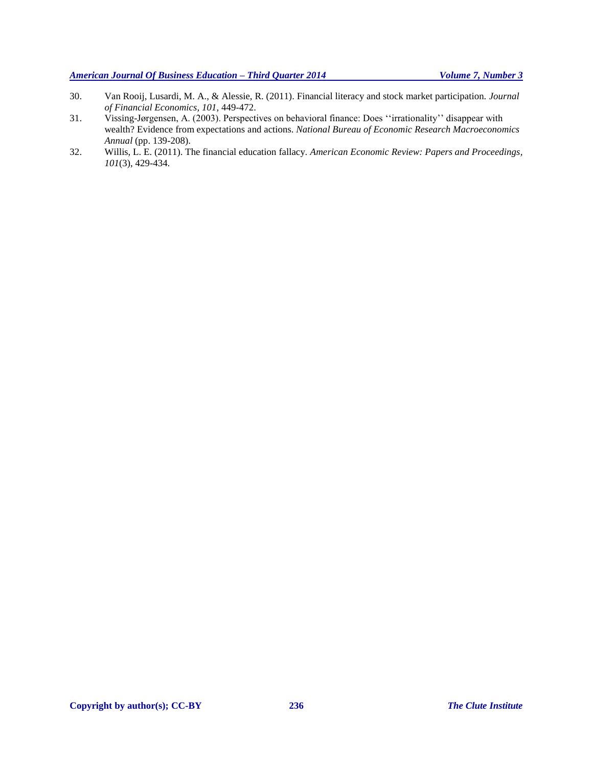30. Van Rooij, Lusardi, M. A., & Alessie, R. (2011). Financial literacy and stock market participation. *Journal of Financial Economics, 101*, 449-472.
31. Vissing-Jørgensen, A. (2003). Perspectives on behavioral finance: Does ''irrationality'' disappear with wealth? Evidence from expectations and actions. *National Bureau of Economic Research Macroeconomics Annual* (pp. 139-208).
32. Willis, L. E. (2011). The financial education fallacy. *American Economic Review: Papers and Proceedings, 101*(3), 429-434.